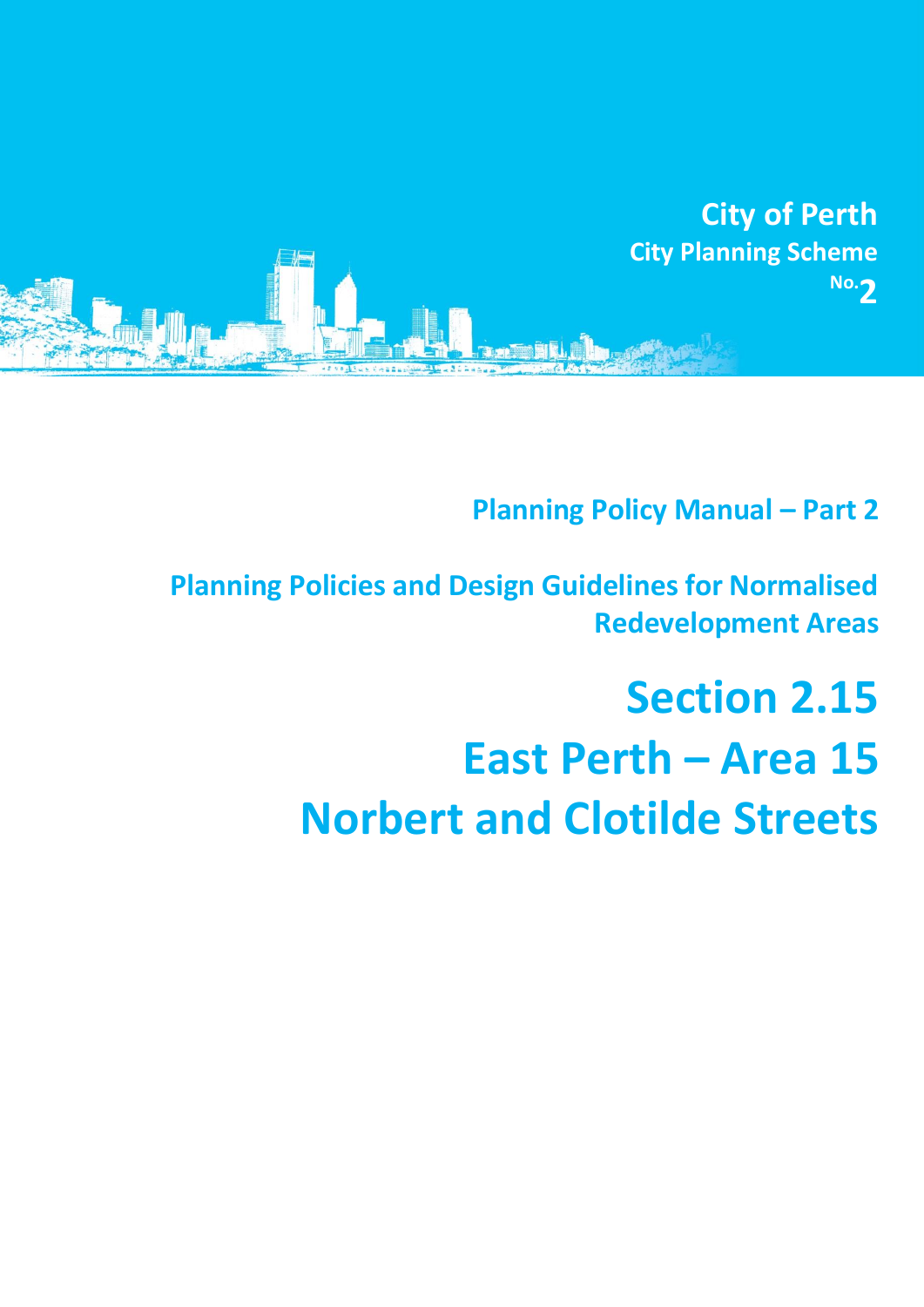**City of Perth**
**City Planning Scheme No. 2**

**Planning Policy Manual – Part 2**

**Planning Policies and Design Guidelines for Normalised Redevelopment Areas**

# Section 2.15
# East Perth – Area 15
# Norbert and Clotilde Streets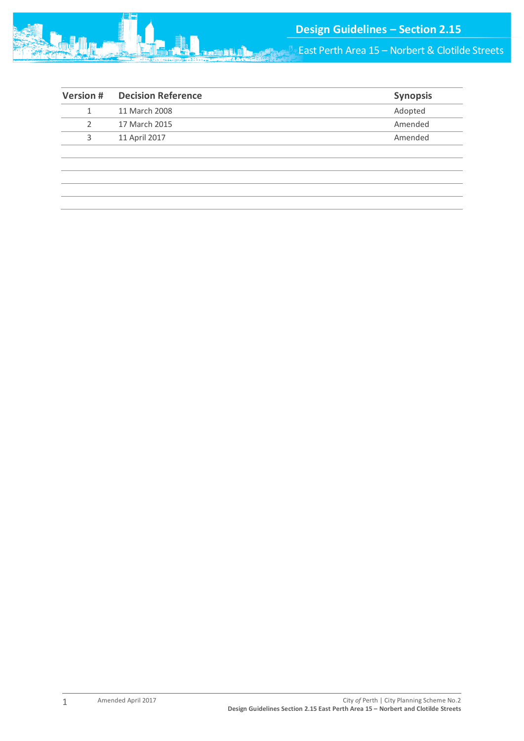| Version # | Decision Reference | Synopsis |
|---|---|---|
| 1 | 11 March 2008 | Adopted |
| 2 | 17 March 2015 | Amended |
| 3 | 11 April 2017 | Amended |
| | | |
| | | |
| | | |
| | | |
| | | |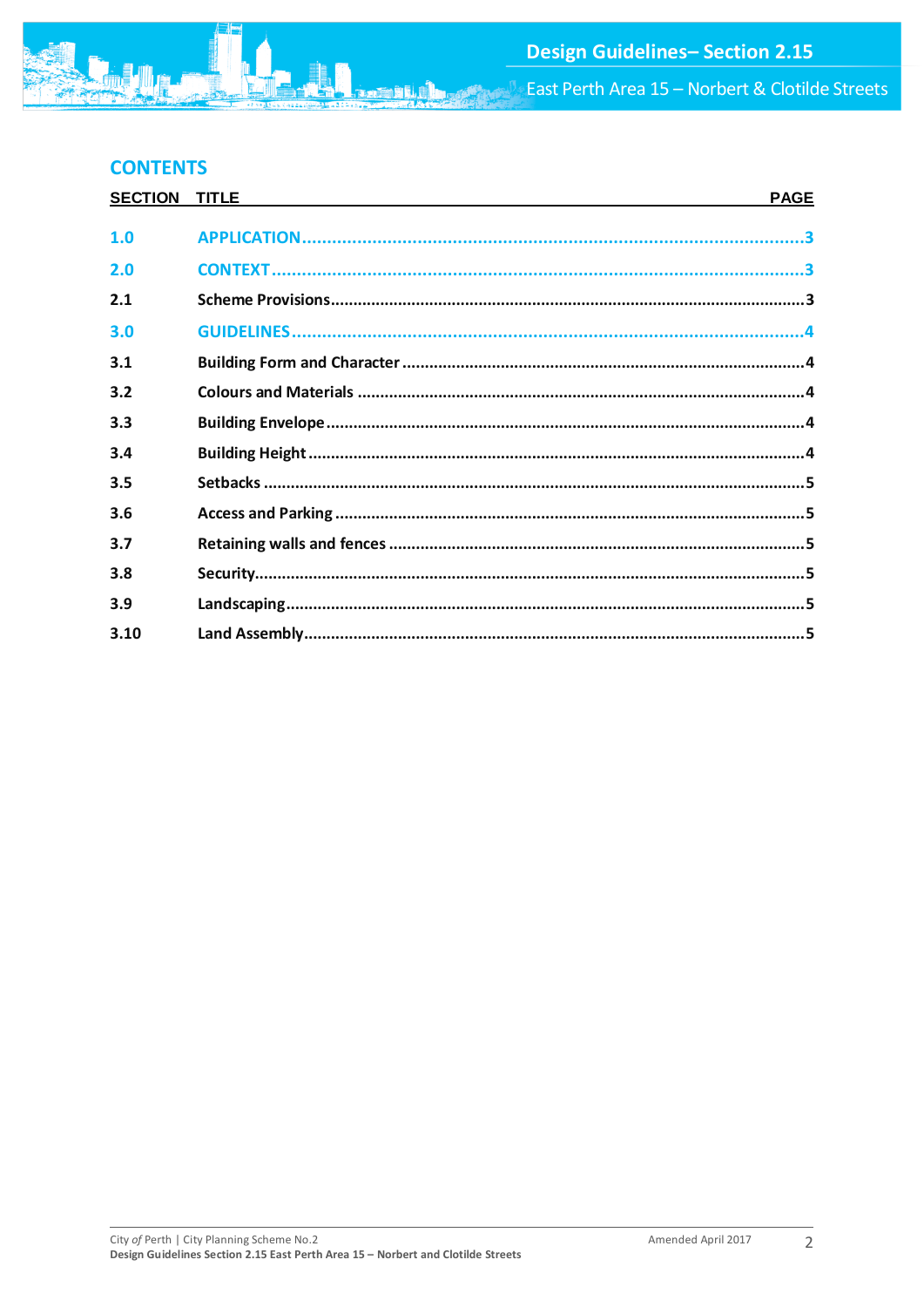## CONTENTS

| SECTION | TITLE | PAGE |
|---|---|---|
| 1.0 | APPLICATION | 3 |
| 2.0 | CONTEXT | 3 |
| 2.1 | Scheme Provisions | 3 |
| 3.0 | GUIDELINES | 4 |
| 3.1 | Building Form and Character | 4 |
| 3.2 | Colours and Materials | 4 |
| 3.3 | Building Envelope | 4 |
| 3.4 | Building Height | 4 |
| 3.5 | Setbacks | 5 |
| 3.6 | Access and Parking | 5 |
| 3.7 | Retaining walls and fences | 5 |
| 3.8 | Security | 5 |
| 3.9 | Landscaping | 5 |
| 3.10 | Land Assembly | 5 |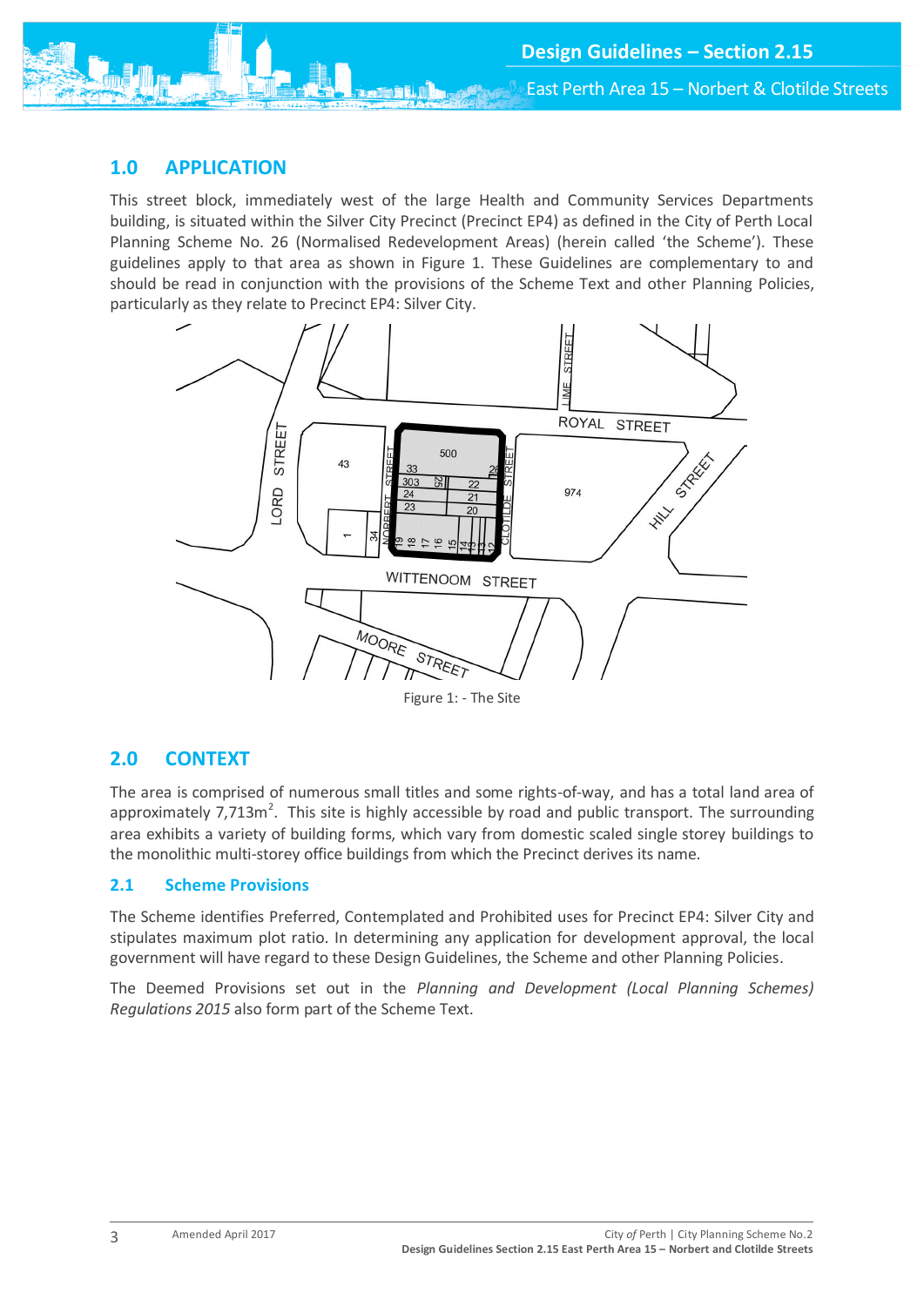## 1.0 APPLICATION

This street block, immediately west of the large Health and Community Services Departments building, is situated within the Silver City Precinct (Precinct EP4) as defined in the City of Perth Local Planning Scheme No. 26 (Normalised Redevelopment Areas) (herein called 'the Scheme'). These guidelines apply to that area as shown in Figure 1. These Guidelines are complementary to and should be read in conjunction with the provisions of the Scheme Text and other Planning Policies, particularly as they relate to Precinct EP4: Silver City.

Figure 1: - The Site

## 2.0 CONTEXT

The area is comprised of numerous small titles and some rights-of-way, and has a total land area of approximately 7,713m$^2$. This site is highly accessible by road and public transport. The surrounding area exhibits a variety of building forms, which vary from domestic scaled single storey buildings to the monolithic multi-storey office buildings from which the Precinct derives its name.

### 2.1 Scheme Provisions

The Scheme identifies Preferred, Contemplated and Prohibited uses for Precinct EP4: Silver City and stipulates maximum plot ratio. In determining any application for development approval, the local government will have regard to these Design Guidelines, the Scheme and other Planning Policies.

The Deemed Provisions set out in the *Planning and Development (Local Planning Schemes) Regulations 2015* also form part of the Scheme Text.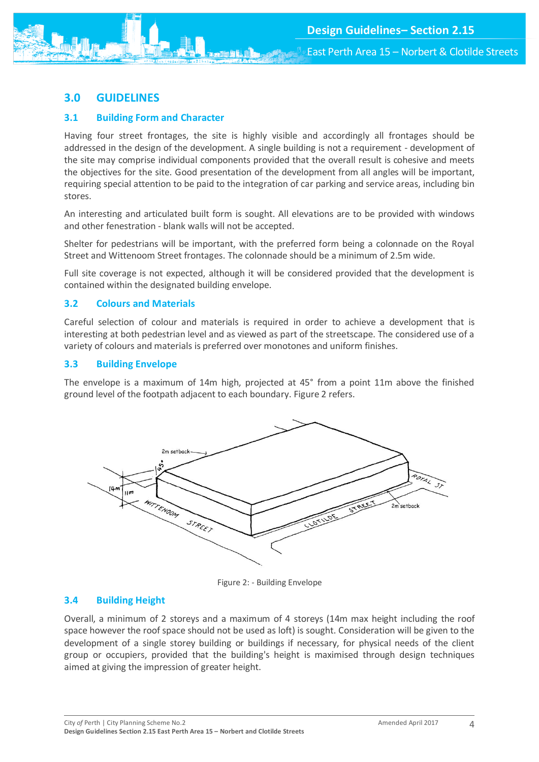# 3.0 GUIDELINES

## 3.1 Building Form and Character

Having four street frontages, the site is highly visible and accordingly all frontages should be addressed in the design of the development. A single building is not a requirement - development of the site may comprise individual components provided that the overall result is cohesive and meets the objectives for the site. Good presentation of the development from all angles will be important, requiring special attention to be paid to the integration of car parking and service areas, including bin stores.

An interesting and articulated built form is sought. All elevations are to be provided with windows and other fenestration - blank walls will not be accepted.

Shelter for pedestrians will be important, with the preferred form being a colonnade on the Royal Street and Wittenoom Street frontages. The colonnade should be a minimum of 2.5m wide.

Full site coverage is not expected, although it will be considered provided that the development is contained within the designated building envelope.

## 3.2 Colours and Materials

Careful selection of colour and materials is required in order to achieve a development that is interesting at both pedestrian level and as viewed as part of the streetscape. The considered use of a variety of colours and materials is preferred over monotones and uniform finishes.

## 3.3 Building Envelope

The envelope is a maximum of 14m high, projected at 45° from a point 11m above the finished ground level of the footpath adjacent to each boundary. Figure 2 refers.

Figure 2: - Building Envelope

## 3.4 Building Height

Overall, a minimum of 2 storeys and a maximum of 4 storeys (14m max height including the roof space however the roof space should not be used as loft) is sought. Consideration will be given to the development of a single storey building or buildings if necessary, for physical needs of the client group or occupiers, provided that the building's height is maximised through design techniques aimed at giving the impression of greater height.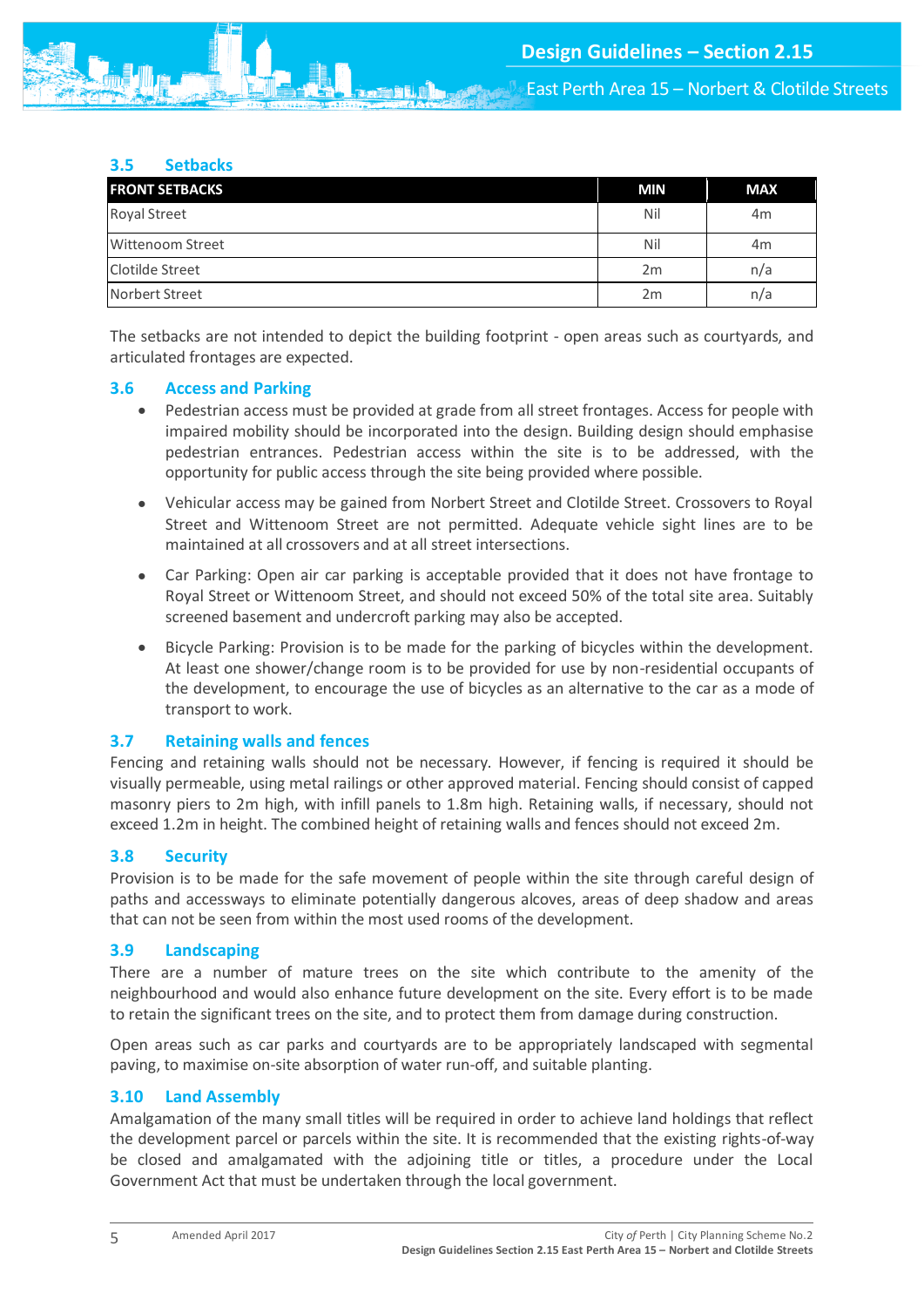### 3.5 Setbacks

| FRONT SETBACKS | MIN | MAX |
|---|---|---|
| Royal Street | Nil | 4m |
| Wittenoom Street | Nil | 4m |
| Clotilde Street | 2m | n/a |
| Norbert Street | 2m | n/a |

The setbacks are not intended to depict the building footprint - open areas such as courtyards, and articulated frontages are expected.

### 3.6 Access and Parking

- Pedestrian access must be provided at grade from all street frontages. Access for people with impaired mobility should be incorporated into the design. Building design should emphasise pedestrian entrances. Pedestrian access within the site is to be addressed, with the opportunity for public access through the site being provided where possible.
- Vehicular access may be gained from Norbert Street and Clotilde Street. Crossovers to Royal Street and Wittenoom Street are not permitted. Adequate vehicle sight lines are to be maintained at all crossovers and at all street intersections.
- Car Parking: Open air car parking is acceptable provided that it does not have frontage to Royal Street or Wittenoom Street, and should not exceed 50% of the total site area. Suitably screened basement and undercroft parking may also be accepted.
- Bicycle Parking: Provision is to be made for the parking of bicycles within the development. At least one shower/change room is to be provided for use by non-residential occupants of the development, to encourage the use of bicycles as an alternative to the car as a mode of transport to work.

### 3.7 Retaining walls and fences

Fencing and retaining walls should not be necessary. However, if fencing is required it should be visually permeable, using metal railings or other approved material. Fencing should consist of capped masonry piers to 2m high, with infill panels to 1.8m high. Retaining walls, if necessary, should not exceed 1.2m in height. The combined height of retaining walls and fences should not exceed 2m.

### 3.8 Security

Provision is to be made for the safe movement of people within the site through careful design of paths and accessways to eliminate potentially dangerous alcoves, areas of deep shadow and areas that can not be seen from within the most used rooms of the development.

### 3.9 Landscaping

There are a number of mature trees on the site which contribute to the amenity of the neighbourhood and would also enhance future development on the site. Every effort is to be made to retain the significant trees on the site, and to protect them from damage during construction.

Open areas such as car parks and courtyards are to be appropriately landscaped with segmental paving, to maximise on-site absorption of water run-off, and suitable planting.

### 3.10 Land Assembly

Amalgamation of the many small titles will be required in order to achieve land holdings that reflect the development parcel or parcels within the site. It is recommended that the existing rights-of-way be closed and amalgamated with the adjoining title or titles, a procedure under the Local Government Act that must be undertaken through the local government.